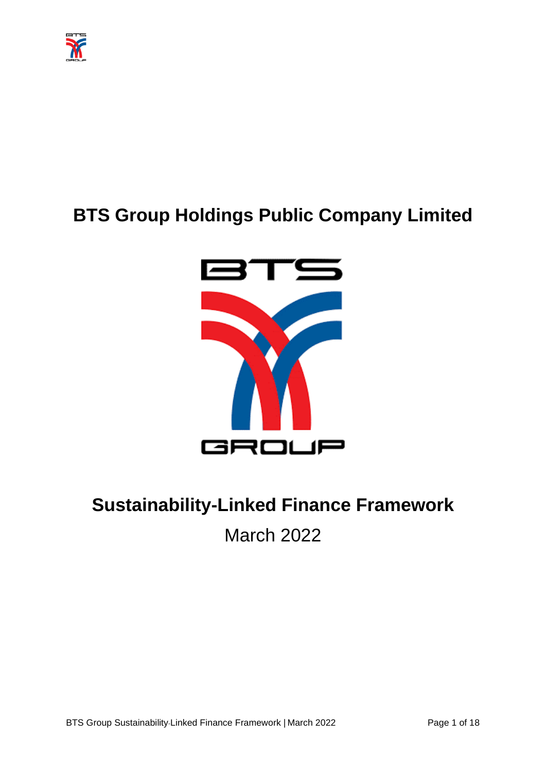# BTS Group Holdings Public Company Limited

# Sustainability-Linked Finance Framework

March 2022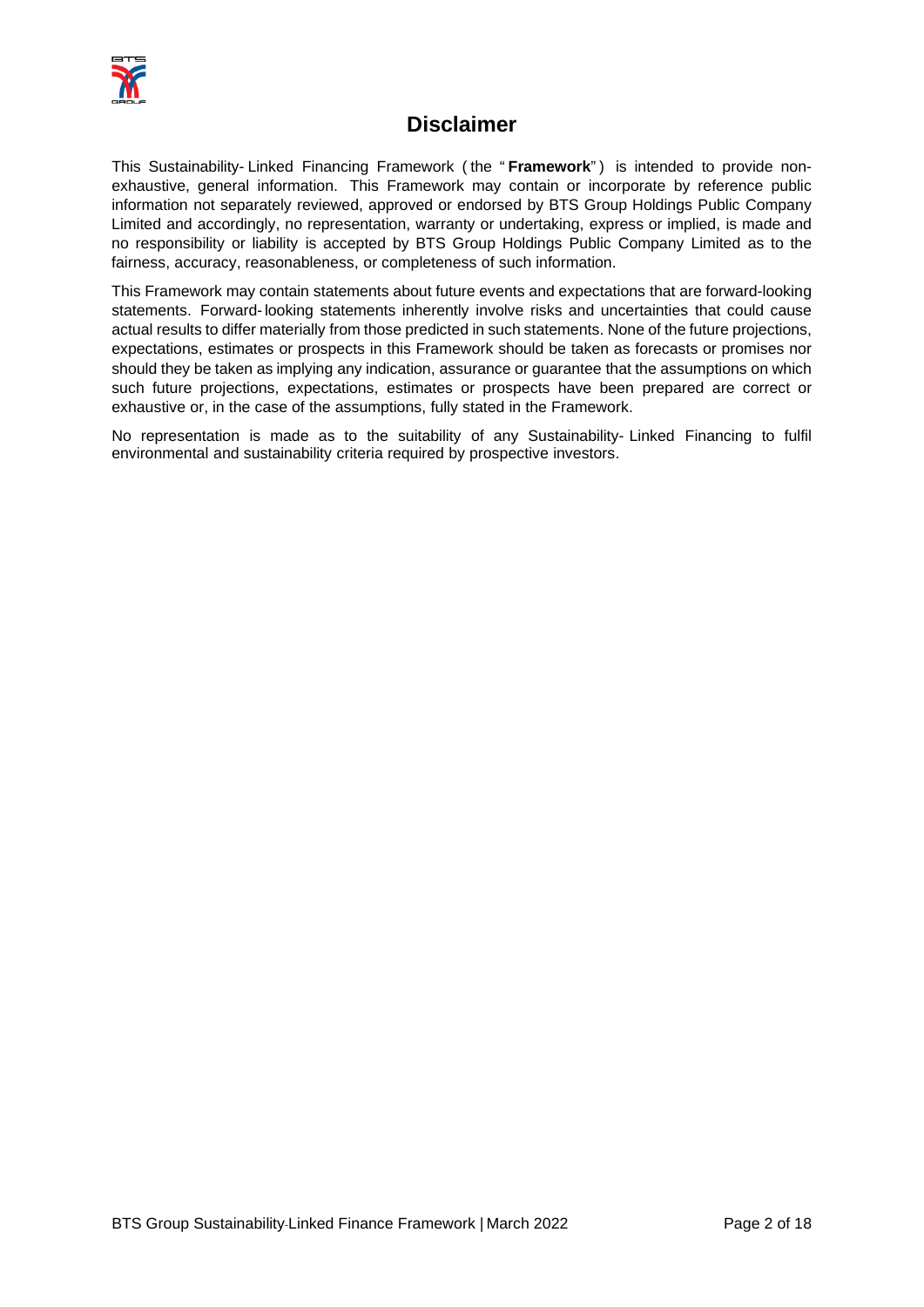# Disclaimer

This Sustainability-Linked Financing Framework (the "**Framework**") is intended to provide non-exhaustive, general information. This Framework may contain or incorporate by reference public information not separately reviewed, approved or endorsed by BTS Group Holdings Public Company Limited and accordingly, no representation, warranty or undertaking, express or implied, is made and no responsibility or liability is accepted by BTS Group Holdings Public Company Limited as to the fairness, accuracy, reasonableness, or completeness of such information.

This Framework may contain statements about future events and expectations that are forward-looking statements. Forward-looking statements inherently involve risks and uncertainties that could cause actual results to differ materially from those predicted in such statements. None of the future projections, expectations, estimates or prospects in this Framework should be taken as forecasts or promises nor should they be taken as implying any indication, assurance or guarantee that the assumptions on which such future projections, expectations, estimates or prospects have been prepared are correct or exhaustive or, in the case of the assumptions, fully stated in the Framework.

No representation is made as to the suitability of any Sustainability-Linked Financing to fulfil environmental and sustainability criteria required by prospective investors.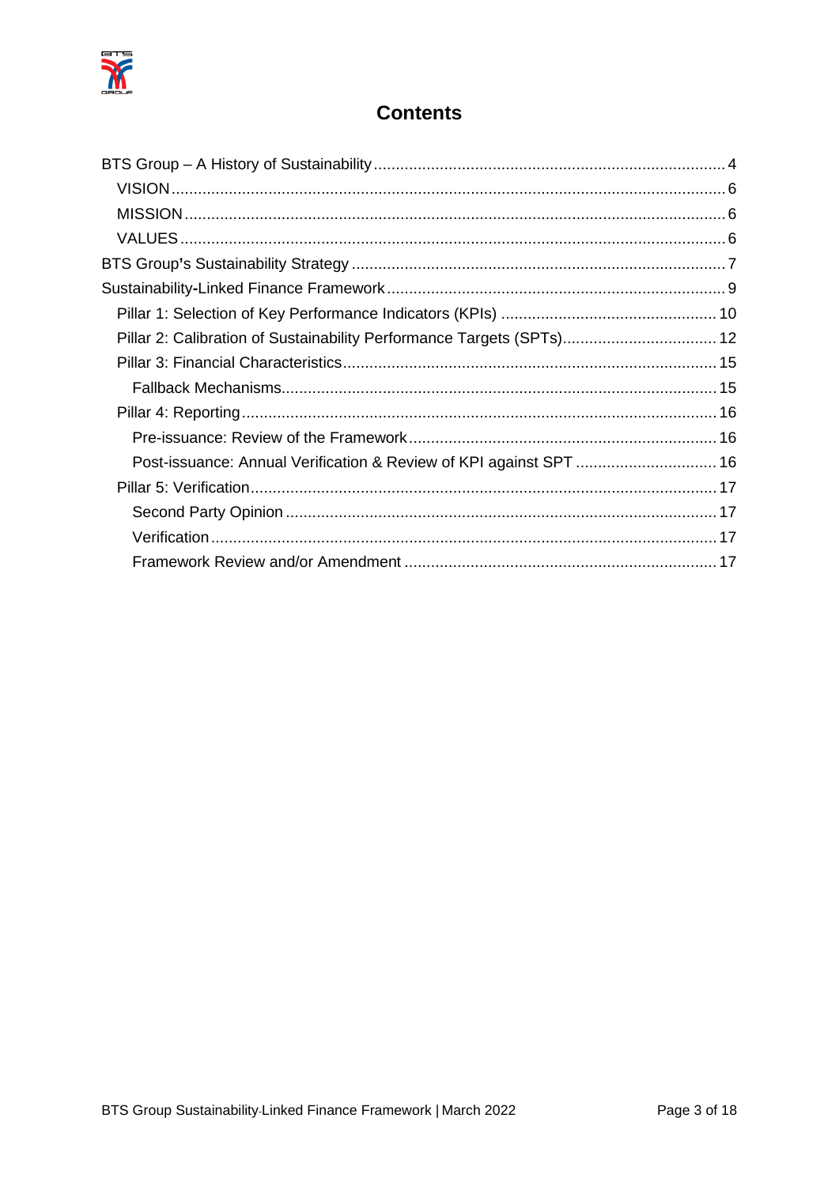# Contents

- BTS Group – A History of Sustainability ..... 4
  - VISION ..... 6
  - MISSION ..... 6
  - VALUES ..... 6
- BTS Group's Sustainability Strategy ..... 7
- Sustainability-Linked Finance Framework ..... 9
  - Pillar 1: Selection of Key Performance Indicators (KPIs) ..... 10
  - Pillar 2: Calibration of Sustainability Performance Targets (SPTs) ..... 12
  - Pillar 3: Financial Characteristics ..... 15
    - Fallback Mechanisms ..... 15
  - Pillar 4: Reporting ..... 16
    - Pre-issuance: Review of the Framework ..... 16
    - Post-issuance: Annual Verification & Review of KPI against SPT ..... 16
  - Pillar 5: Verification ..... 17
    - Second Party Opinion ..... 17
    - Verification ..... 17
    - Framework Review and/or Amendment ..... 17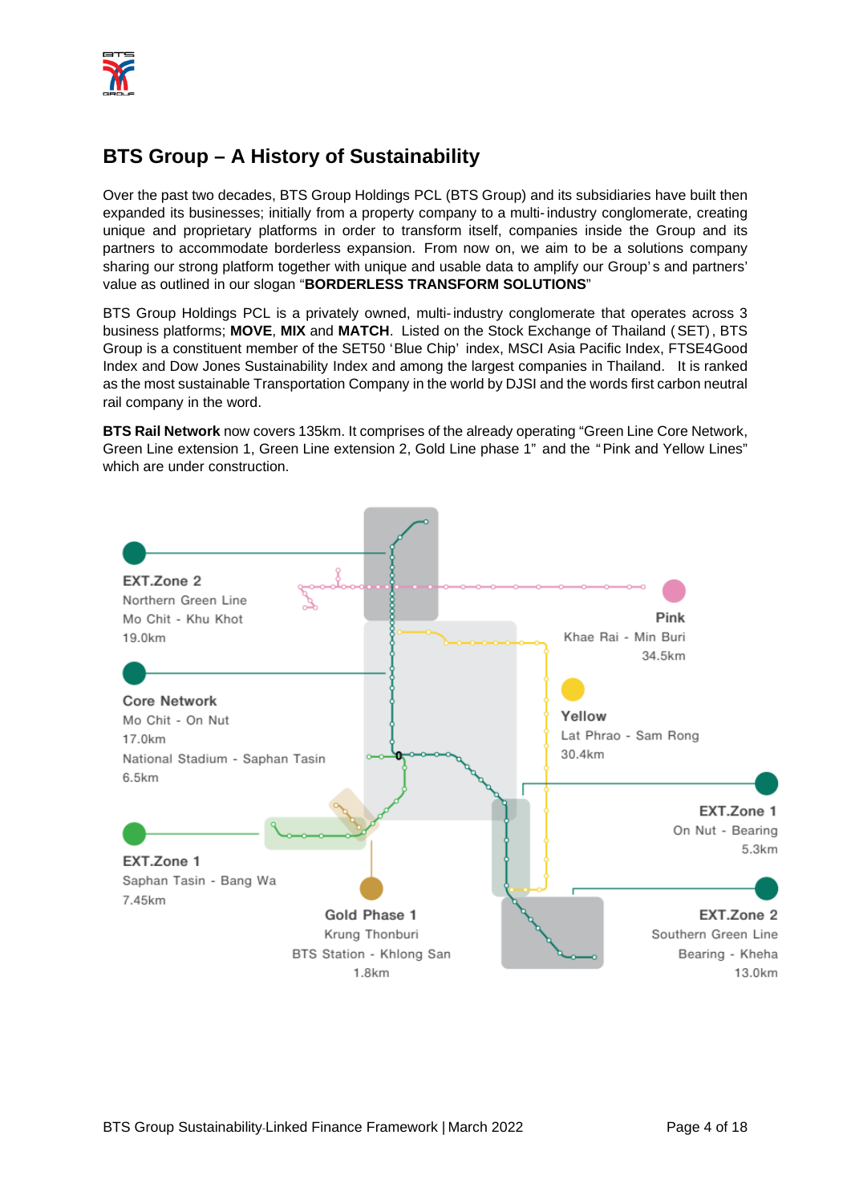## BTS Group – A History of Sustainability

Over the past two decades, BTS Group Holdings PCL (BTS Group) and its subsidiaries have built then expanded its businesses; initially from a property company to a multi-industry conglomerate, creating unique and proprietary platforms in order to transform itself, companies inside the Group and its partners to accommodate borderless expansion. From now on, we aim to be a solutions company sharing our strong platform together with unique and usable data to amplify our Group's and partners' value as outlined in our slogan "**BORDERLESS TRANSFORM SOLUTIONS**"

BTS Group Holdings PCL is a privately owned, multi-industry conglomerate that operates across 3 business platforms; **MOVE**, **MIX** and **MATCH**. Listed on the Stock Exchange of Thailand (SET), BTS Group is a constituent member of the SET50 'Blue Chip' index, MSCI Asia Pacific Index, FTSE4Good Index and Dow Jones Sustainability Index and among the largest companies in Thailand. It is ranked as the most sustainable Transportation Company in the world by DJSI and the words first carbon neutral rail company in the word.

**BTS Rail Network** now covers 135km. It comprises of the already operating "Green Line Core Network, Green Line extension 1, Green Line extension 2, Gold Line phase 1" and the "Pink and Yellow Lines" which are under construction.

EXT.Zone 2
Northern Green Line
Mo Chit - Khu Khot
19.0km

Core Network
Mo Chit - On Nut
17.0km
National Stadium - Saphan Tasin
6.5km

EXT.Zone 1
Saphan Tasin - Bang Wa
7.45km

Gold Phase 1
Krung Thonburi
BTS Station - Khlong San
1.8km

Pink
Khae Rai - Min Buri
34.5km

Yellow
Lat Phrao - Sam Rong
30.4km

EXT.Zone 1
On Nut - Bearing
5.3km

EXT.Zone 2
Southern Green Line
Bearing - Kheha
13.0km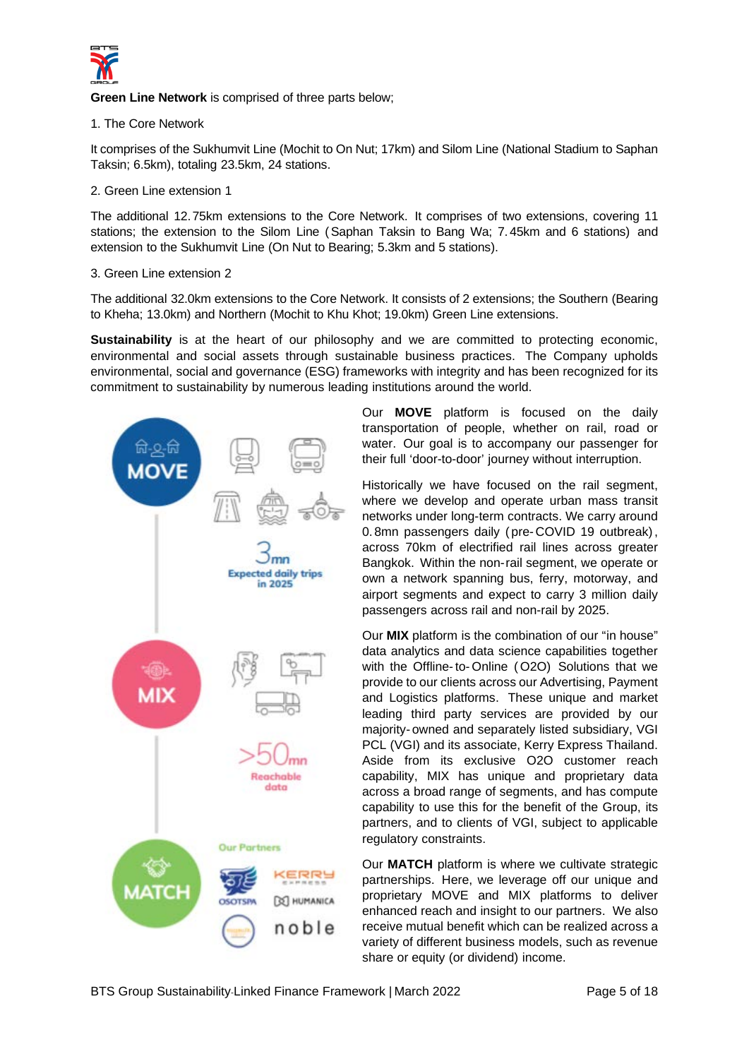**Green Line Network** is comprised of three parts below;

1. The Core Network

It comprises of the Sukhumvit Line (Mochit to On Nut; 17km) and Silom Line (National Stadium to Saphan Taksin; 6.5km), totaling 23.5km, 24 stations.

2. Green Line extension 1

The additional 12.75km extensions to the Core Network. It comprises of two extensions, covering 11 stations; the extension to the Silom Line (Saphan Taksin to Bang Wa; 7.45km and 6 stations) and extension to the Sukhumvit Line (On Nut to Bearing; 5.3km and 5 stations).

3. Green Line extension 2

The additional 32.0km extensions to the Core Network. It consists of 2 extensions; the Southern (Bearing to Kheha; 13.0km) and Northern (Mochit to Khu Khot; 19.0km) Green Line extensions.

**Sustainability** is at the heart of our philosophy and we are committed to protecting economic, environmental and social assets through sustainable business practices. The Company upholds environmental, social and governance (ESG) frameworks with integrity and has been recognized for its commitment to sustainability by numerous leading institutions around the world.

MOVE

3mn Expected daily trips in 2025

MIX

>50mn Reachable data

MATCH

Our Partners

KERRY EXPRESS, OSOTSPA, HUMANICA, noble

Our **MOVE** platform is focused on the daily transportation of people, whether on rail, road or water. Our goal is to accompany our passenger for their full 'door-to-door' journey without interruption.

Historically we have focused on the rail segment, where we develop and operate urban mass transit networks under long-term contracts. We carry around 0.8mn passengers daily (pre-COVID 19 outbreak), across 70km of electrified rail lines across greater Bangkok. Within the non-rail segment, we operate or own a network spanning bus, ferry, motorway, and airport segments and expect to carry 3 million daily passengers across rail and non-rail by 2025.

Our **MIX** platform is the combination of our "in house" data analytics and data science capabilities together with the Offline-to-Online (O2O) Solutions that we provide to our clients across our Advertising, Payment and Logistics platforms. These unique and market leading third party services are provided by our majority-owned and separately listed subsidiary, VGI PCL (VGI) and its associate, Kerry Express Thailand. Aside from its exclusive O2O customer reach capability, MIX has unique and proprietary data across a broad range of segments, and has compute capability to use this for the benefit of the Group, its partners, and to clients of VGI, subject to applicable regulatory constraints.

Our **MATCH** platform is where we cultivate strategic partnerships. Here, we leverage off our unique and proprietary MOVE and MIX platforms to deliver enhanced reach and insight to our partners. We also receive mutual benefit which can be realized across a variety of different business models, such as revenue share or equity (or dividend) income.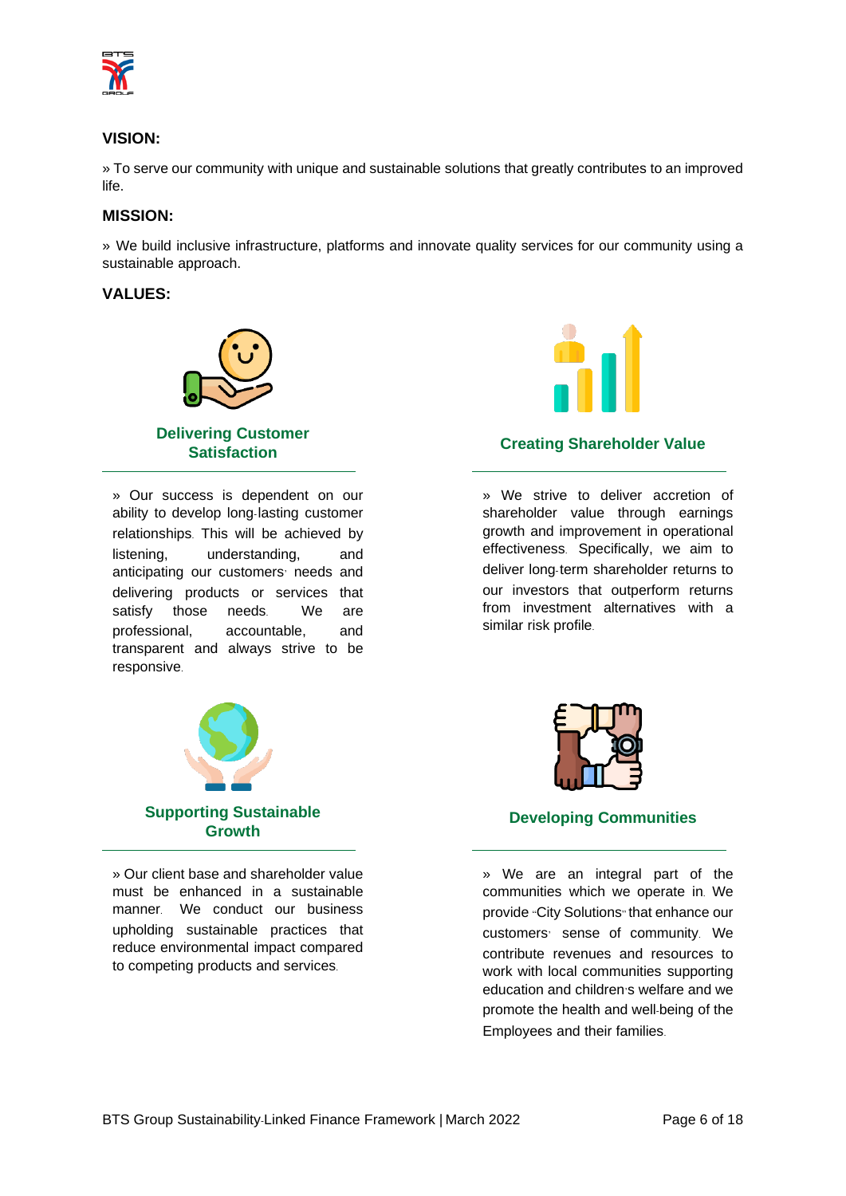## VISION:

» To serve our community with unique and sustainable solutions that greatly contributes to an improved life.

## MISSION:

» We build inclusive infrastructure, platforms and innovate quality services for our community using a sustainable approach.

## VALUES:

### Delivering Customer Satisfaction

» Our success is dependent on our ability to develop long-lasting customer relationships. This will be achieved by listening, understanding, and anticipating our customers' needs and delivering products or services that satisfy those needs. We are professional, accountable, and transparent and always strive to be responsive.

### Creating Shareholder Value

» We strive to deliver accretion of shareholder value through earnings growth and improvement in operational effectiveness. Specifically, we aim to deliver long-term shareholder returns to our investors that outperform returns from investment alternatives with a similar risk profile.

### Supporting Sustainable Growth

» Our client base and shareholder value must be enhanced in a sustainable manner. We conduct our business upholding sustainable practices that reduce environmental impact compared to competing products and services.

### Developing Communities

» We are an integral part of the communities which we operate in. We provide "City Solutions" that enhance our customers' sense of community. We contribute revenues and resources to work with local communities supporting education and children's welfare and we promote the health and well-being of the Employees and their families.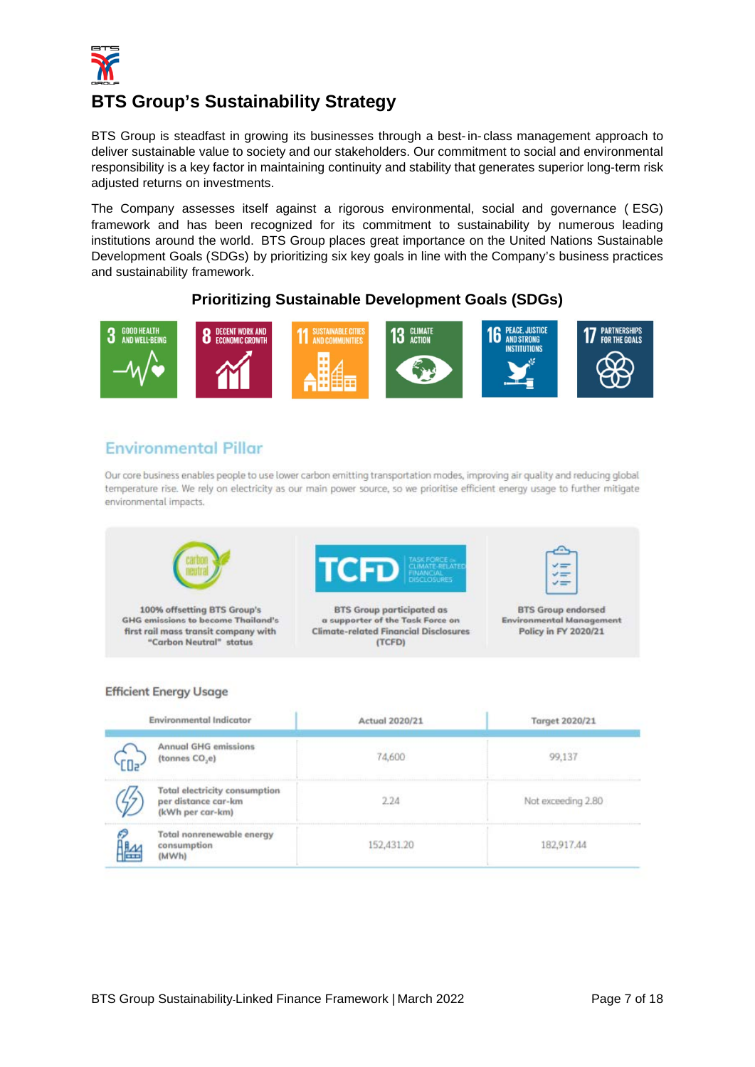# BTS Group's Sustainability Strategy

BTS Group is steadfast in growing its businesses through a best-in-class management approach to deliver sustainable value to society and our stakeholders. Our commitment to social and environmental responsibility is a key factor in maintaining continuity and stability that generates superior long-term risk adjusted returns on investments.

The Company assesses itself against a rigorous environmental, social and governance (ESG) framework and has been recognized for its commitment to sustainability by numerous leading institutions around the world. BTS Group places great importance on the United Nations Sustainable Development Goals (SDGs) by prioritizing six key goals in line with the Company's business practices and sustainability framework.

### Prioritizing Sustainable Development Goals (SDGs)

3 GOOD HEALTH AND WELL-BEING | 8 DECENT WORK AND ECONOMIC GROWTH | 11 SUSTAINABLE CITIES AND COMMUNITIES | 13 CLIMATE ACTION | 16 PEACE, JUSTICE AND STRONG INSTITUTIONS | 17 PARTNERSHIPS FOR THE GOALS

## Environmental Pillar

Our core business enables people to use lower carbon emitting transportation modes, improving air quality and reducing global temperature rise. We rely on electricity as our main power source, so we prioritise efficient energy usage to further mitigate environmental impacts.

**100% offsetting BTS Group's GHG emissions to become Thailand's first rail mass transit company with "Carbon Neutral" status**

**BTS Group participated as a supporter of the Task Force on Climate-related Financial Disclosures (TCFD)**

**BTS Group endorsed Environmental Management Policy in FY 2020/21**

### Efficient Energy Usage

| Environmental Indicator | Actual 2020/21 | Target 2020/21 |
|---|---|---|
| Annual GHG emissions (tonnes $CO_2e$) | 74,600 | 99,137 |
| Total electricity consumption per distance car-km (kWh per car-km) | 2.24 | Not exceeding 2.80 |
| Total nonrenewable energy consumption (MWh) | 152,431.20 | 182,917.44 |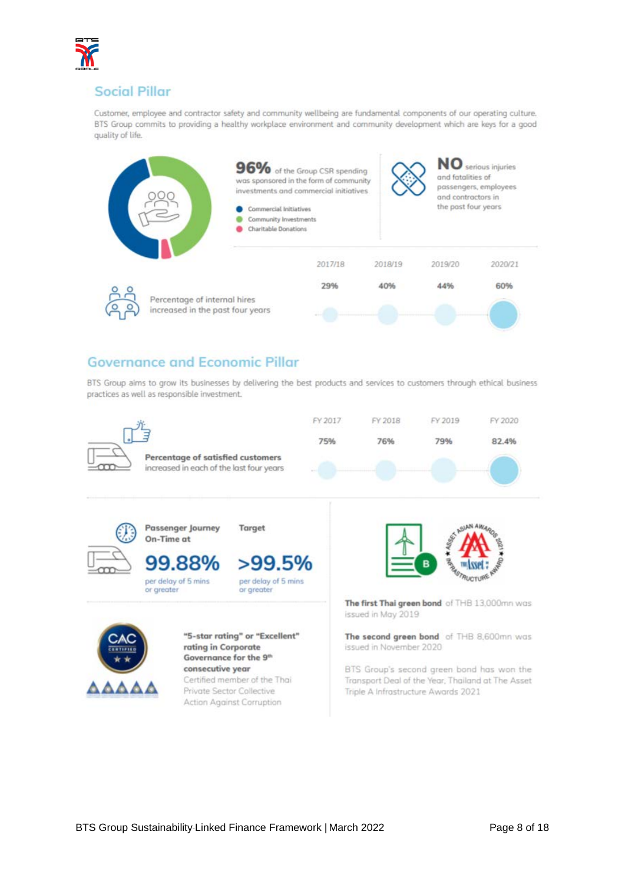## Social Pillar

Customer, employee and contractor safety and community wellbeing are fundamental components of our operating culture. BTS Group commits to providing a healthy workplace environment and community development which are keys for a good quality of life.

**96%** of the Group CSR spending was sponsored in the form of community investments and commercial initiatives

- Commercial Initiatives
- Community Investments
- Charitable Donations

**NO** serious injuries and fatalities of passengers, employees and contractors in the past four years

| | 2017/18 | 2018/19 | 2019/20 | 2020/21 |
|---|---|---|---|---|
| Percentage of internal hires increased in the past four years | 29% | 40% | 44% | 60% |

## Governance and Economic Pillar

BTS Group aims to grow its businesses by delivering the best products and services to customers through ethical business practices as well as responsible investment.

| | FY 2017 | FY 2018 | FY 2019 | FY 2020 |
|---|---|---|---|---|
| **Percentage of satisfied customers** increased in each of the last four years | 75% | 76% | 79% | 82.4% |

**Passenger Journey On-Time at**

**99.88%**

per delay of 5 mins or greater

**Target**

**>99.5%**

per delay of 5 mins or greater

**"5-star rating" or "Excellent" rating in Corporate Governance for the 9th consecutive year**

Certified member of the Thai Private Sector Collective Action Against Corruption

**The first Thai green bond** of THB 13,000mn was issued in May 2019

**The second green bond** of THB 8,600mn was issued in November 2020

BTS Group's second green bond has won the Transport Deal of the Year, Thailand at The Asset Triple A Infrastructure Awards 2021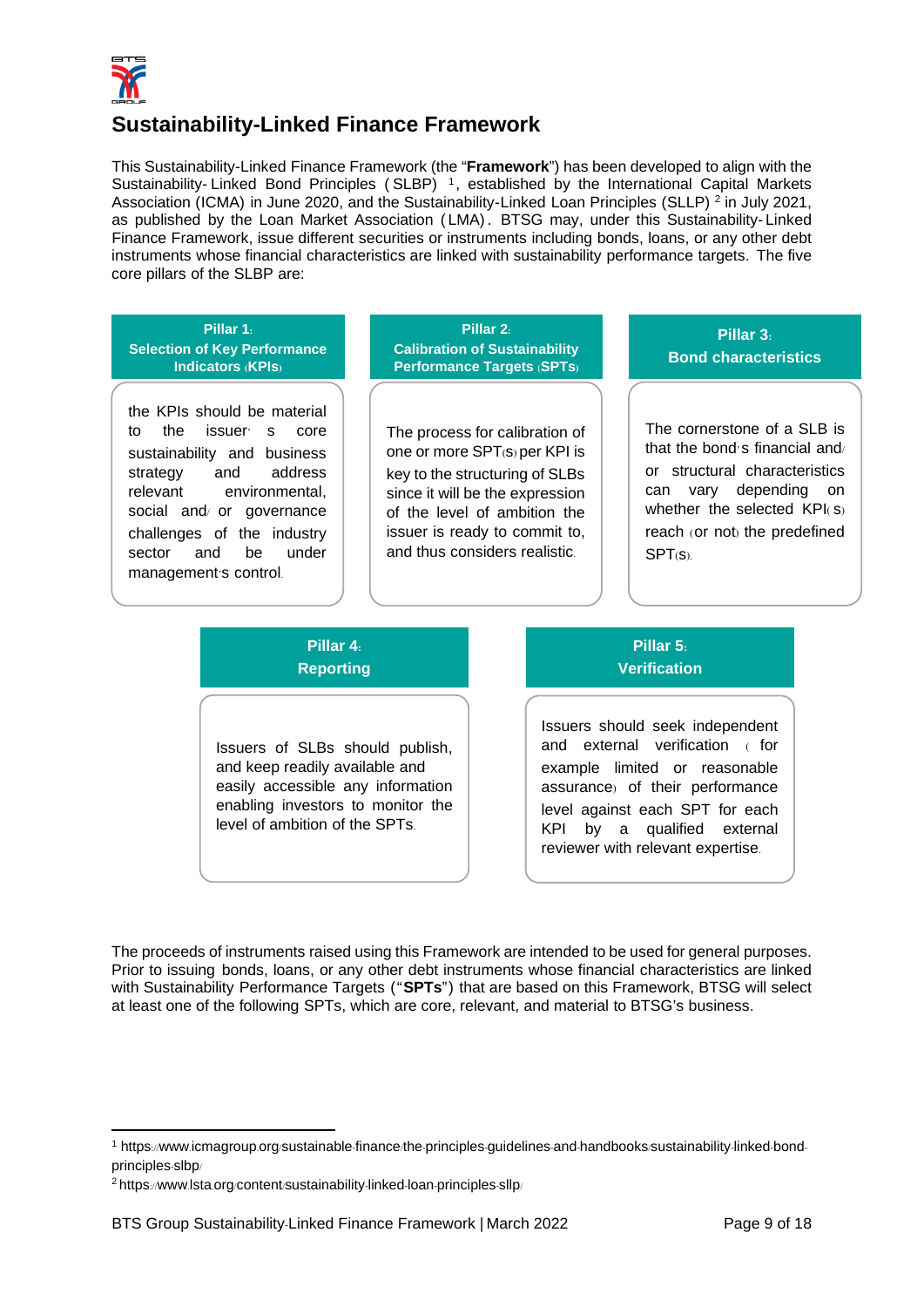# Sustainability-Linked Finance Framework

This Sustainability-Linked Finance Framework (the "**Framework**") has been developed to align with the Sustainability-Linked Bond Principles (SLBP) [1], established by the International Capital Markets Association (ICMA) in June 2020, and the Sustainability-Linked Loan Principles (SLLP) [2] in July 2021, as published by the Loan Market Association (LMA). BTSG may, under this Sustainability-Linked Finance Framework, issue different securities or instruments including bonds, loans, or any other debt instruments whose financial characteristics are linked with sustainability performance targets. The five core pillars of the SLBP are:

**Pillar 1: Selection of Key Performance Indicators (KPIs)**

the KPIs should be material to the issuer's core sustainability and business strategy and address relevant environmental, social and/or governance challenges of the industry sector and be under management's control.

**Pillar 2: Calibration of Sustainability Performance Targets (SPTs)**

The process for calibration of one or more SPT(S) per KPI is key to the structuring of SLBs since it will be the expression of the level of ambition the issuer is ready to commit to, and thus considers realistic.

**Pillar 3: Bond characteristics**

The cornerstone of a SLB is that the bond's financial and/or structural characteristics can vary depending on whether the selected KPI(s) reach (or not) the predefined SPT(S).

**Pillar 4: Reporting**

Issuers of SLBs should publish, and keep readily available and easily accessible any information enabling investors to monitor the level of ambition of the SPTs.

**Pillar 5: Verification**

Issuers should seek independent and external verification (for example limited or reasonable assurance) of their performance level against each SPT for each KPI by a qualified external reviewer with relevant expertise.

The proceeds of instruments raised using this Framework are intended to be used for general purposes. Prior to issuing bonds, loans, or any other debt instruments whose financial characteristics are linked with Sustainability Performance Targets ("**SPTs**") that are based on this Framework, BTSG will select at least one of the following SPTs, which are core, relevant, and material to BTSG's business.

---

[1] https://www.icmagroup.org/sustainable-finance/the-principles-guidelines-and-handbooks/sustainability-linked-bond-principles-slbp/

[2] https://www.lsta.org/content/sustainability-linked-loan-principles-sllp/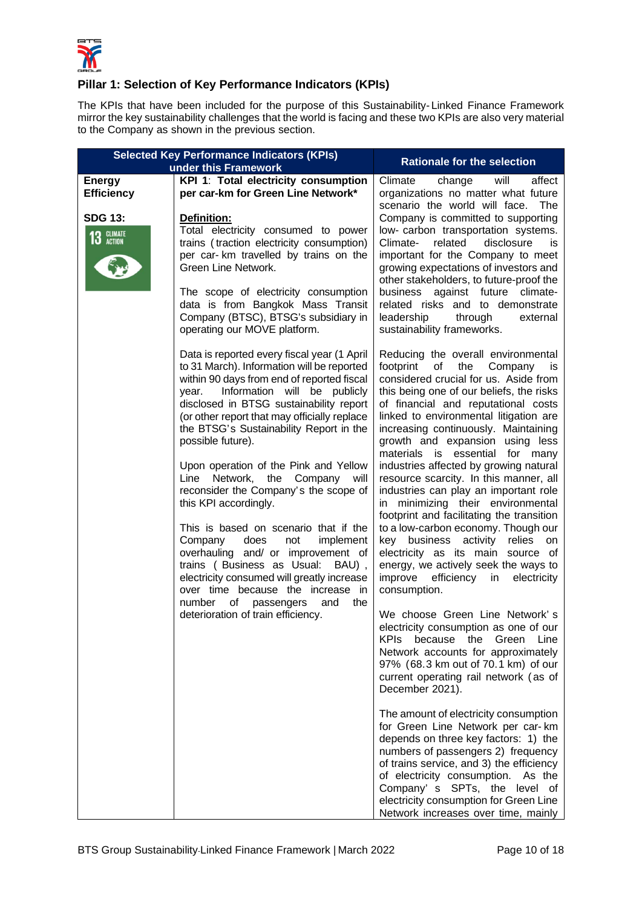## Pillar 1: Selection of Key Performance Indicators (KPIs)

The KPIs that have been included for the purpose of this Sustainability-Linked Finance Framework mirror the key sustainability challenges that the world is facing and these two KPIs are also very material to the Company as shown in the previous section.

| Selected Key Performance Indicators (KPIs) under this Framework | | Rationale for the selection |
|---|---|---|
| **Energy Efficiency**<br><br>**SDG 13:**<br>13 CLIMATE ACTION | **KPI 1**: **Total electricity consumption per car-km for Green Line Network***<br><br>**Definition:**<br>Total electricity consumed to power trains (traction electricity consumption) per car-km travelled by trains on the Green Line Network.<br><br>The scope of electricity consumption data is from Bangkok Mass Transit Company (BTSC), BTSG's subsidiary in operating our MOVE platform.<br><br>Data is reported every fiscal year (1 April to 31 March). Information will be reported within 90 days from end of reported fiscal year. Information will be publicly disclosed in BTSG sustainability report (or other report that may officially replace the BTSG's Sustainability Report in the possible future).<br><br>Upon operation of the Pink and Yellow Line Network, the Company will reconsider the Company's the scope of this KPI accordingly.<br><br>This is based on scenario that if the Company does not implement overhauling and/or improvement of trains (Business as Usual: BAU), electricity consumed will greatly increase over time because the increase in number of passengers and the deterioration of train efficiency. | Climate change will affect organizations no matter what future scenario the world will face. The Company is committed to supporting low-carbon transportation systems. Climate-related disclosure is important for the Company to meet growing expectations of investors and other stakeholders, to future-proof the business against future climate-related risks and to demonstrate leadership through external sustainability frameworks.<br><br>Reducing the overall environmental footprint of the Company is considered crucial for us. Aside from this being one of our beliefs, the risks of financial and reputational costs linked to environmental litigation are increasing continuously. Maintaining growth and expansion using less materials is essential for many industries affected by growing natural resource scarcity. In this manner, all industries can play an important role in minimizing their environmental footprint and facilitating the transition to a low-carbon economy. Though our key business activity relies on electricity as its main source of energy, we actively seek the ways to improve efficiency in electricity consumption.<br><br>We choose Green Line Network's electricity consumption as one of our KPIs because the Green Line Network accounts for approximately 97% (68.3 km out of 70.1 km) of our current operating rail network (as of December 2021).<br><br>The amount of electricity consumption for Green Line Network per car-km depends on three key factors: 1) the numbers of passengers 2) frequency of trains service, and 3) the efficiency of electricity consumption. As the Company's SPTs, the level of electricity consumption for Green Line Network increases over time, mainly |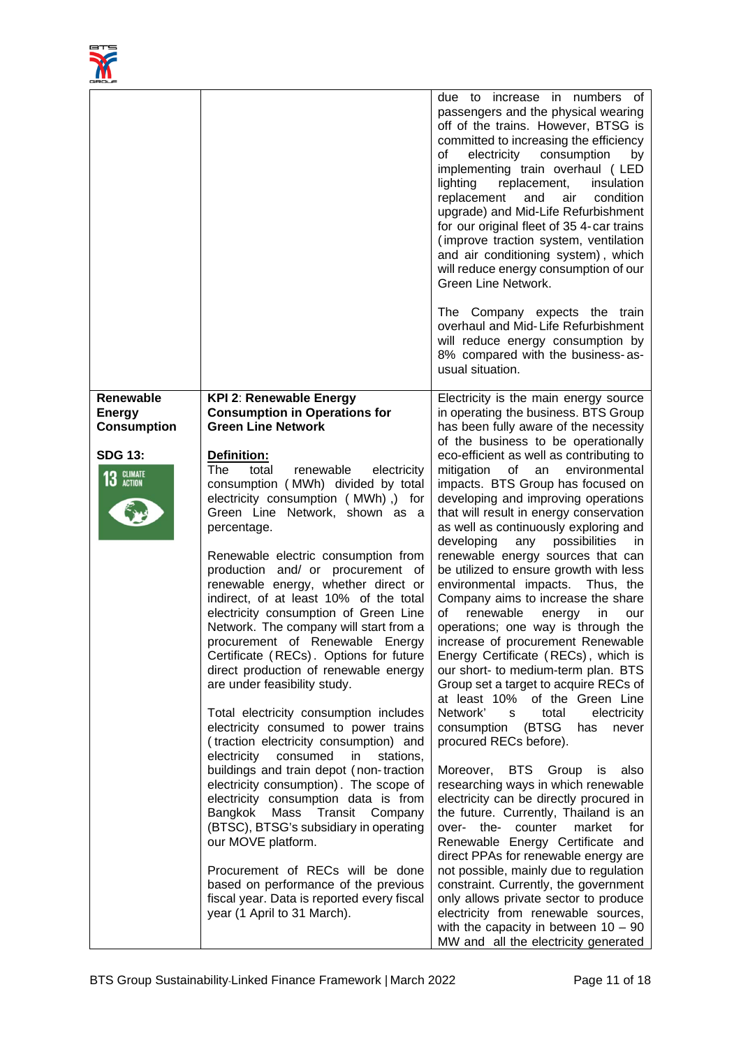| | | |
|---|---|---|
| | | due to increase in numbers of passengers and the physical wearing off of the trains. However, BTSG is committed to increasing the efficiency of electricity consumption by implementing train overhaul (LED lighting replacement, insulation replacement and air condition upgrade) and Mid-Life Refurbishment for our original fleet of 35 4-car trains (improve traction system, ventilation and air conditioning system), which will reduce energy consumption of our Green Line Network.<br><br>The Company expects the train overhaul and Mid-Life Refurbishment will reduce energy consumption by 8% compared with the business-as-usual situation. |
| **Renewable Energy Consumption**<br><br>**SDG 13:**<br>13 CLIMATE ACTION | **KPI 2: Renewable Energy Consumption in Operations for Green Line Network**<br><br>**Definition:**<br>The total renewable electricity consumption (MWh) divided by total electricity consumption (MWh),) for Green Line Network, shown as a percentage.<br><br>Renewable electric consumption from production and/ or procurement of renewable energy, whether direct or indirect, of at least 10% of the total electricity consumption of Green Line Network. The company will start from a procurement of Renewable Energy Certificate (RECs). Options for future direct production of renewable energy are under feasibility study.<br><br>Total electricity consumption includes electricity consumed to power trains (traction electricity consumption) and electricity consumed in stations, buildings and train depot (non-traction electricity consumption). The scope of electricity consumption data is from Bangkok Mass Transit Company (BTSC), BTSG's subsidiary in operating our MOVE platform.<br><br>Procurement of RECs will be done based on performance of the previous fiscal year. Data is reported every fiscal year (1 April to 31 March). | Electricity is the main energy source in operating the business. BTS Group has been fully aware of the necessity of the business to be operationally eco-efficient as well as contributing to mitigation of an environmental impacts. BTS Group has focused on developing and improving operations that will result in energy conservation as well as continuously exploring and developing any possibilities in renewable energy sources that can be utilized to ensure growth with less environmental impacts. Thus, the Company aims to increase the share of renewable energy in our operations; one way is through the increase of procurement Renewable Energy Certificate (RECs), which is our short- to medium-term plan. BTS Group set a target to acquire RECs of at least 10% of the Green Line Network' s total electricity consumption (BTSG has never procured RECs before).<br><br>Moreover, BTS Group is also researching ways in which renewable electricity can be directly procured in the future. Currently, Thailand is an over- the- counter market for Renewable Energy Certificate and direct PPAs for renewable energy are not possible, mainly due to regulation constraint. Currently, the government only allows private sector to produce electricity from renewable sources, with the capacity in between 10 – 90 MW and all the electricity generated |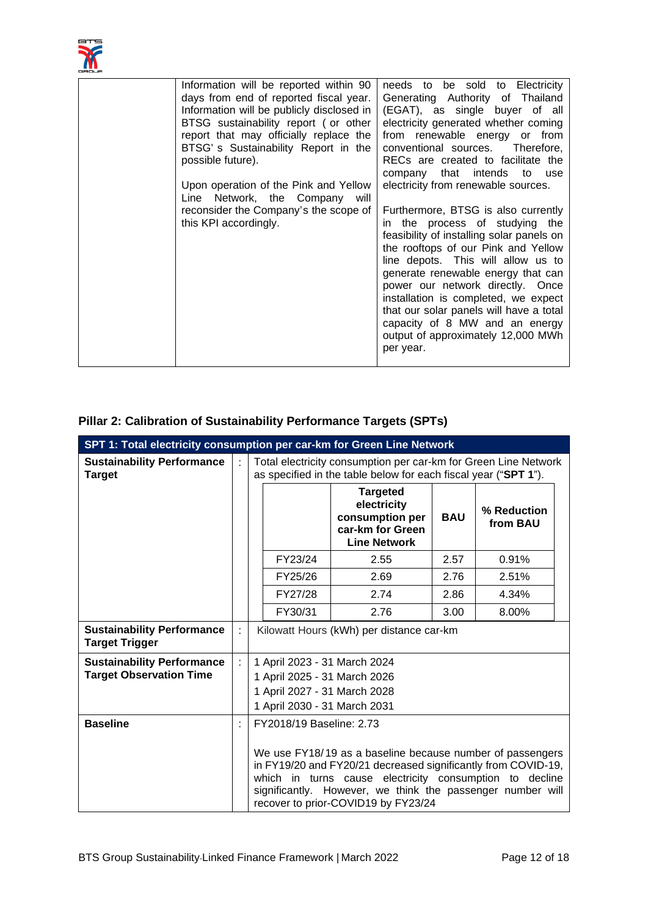| | | |
|---|---|---|
| | Information will be reported within 90 days from end of reported fiscal year. Information will be publicly disclosed in BTSG sustainability report (or other report that may officially replace the BTSG's Sustainability Report in the possible future).<br><br>Upon operation of the Pink and Yellow Line Network, the Company will reconsider the Company's the scope of this KPI accordingly. | needs to be sold to Electricity Generating Authority of Thailand (EGAT), as single buyer of all electricity generated whether coming from renewable energy or from conventional sources. Therefore, RECs are created to facilitate the company that intends to use electricity from renewable sources.<br><br>Furthermore, BTSG is also currently in the process of studying the feasibility of installing solar panels on the rooftops of our Pink and Yellow line depots. This will allow us to generate renewable energy that can power our network directly. Once installation is completed, we expect that our solar panels will have a total capacity of 8 MW and an energy output of approximately 12,000 MWh per year. |

## Pillar 2: Calibration of Sustainability Performance Targets (SPTs)

**SPT 1: Total electricity consumption per car-km for Green Line Network**

**Sustainability Performance Target** : Total electricity consumption per car-km for Green Line Network as specified in the table below for each fiscal year ("**SPT 1**").

| | Targeted electricity consumption per car-km for Green Line Network | BAU | % Reduction from BAU |
|---|---|---|---|
| FY23/24 | 2.55 | 2.57 | 0.91% |
| FY25/26 | 2.69 | 2.76 | 2.51% |
| FY27/28 | 2.74 | 2.86 | 4.34% |
| FY30/31 | 2.76 | 3.00 | 8.00% |

**Sustainability Performance Target Trigger** : Kilowatt Hours (kWh) per distance car-km

**Sustainability Performance Target Observation Time** :
1 April 2023 - 31 March 2024
1 April 2025 - 31 March 2026
1 April 2027 - 31 March 2028
1 April 2030 - 31 March 2031

**Baseline** : FY2018/19 Baseline: 2.73

We use FY18/19 as a baseline because number of passengers in FY19/20 and FY20/21 decreased significantly from COVID-19, which in turns cause electricity consumption to decline significantly. However, we think the passenger number will recover to prior-COVID19 by FY23/24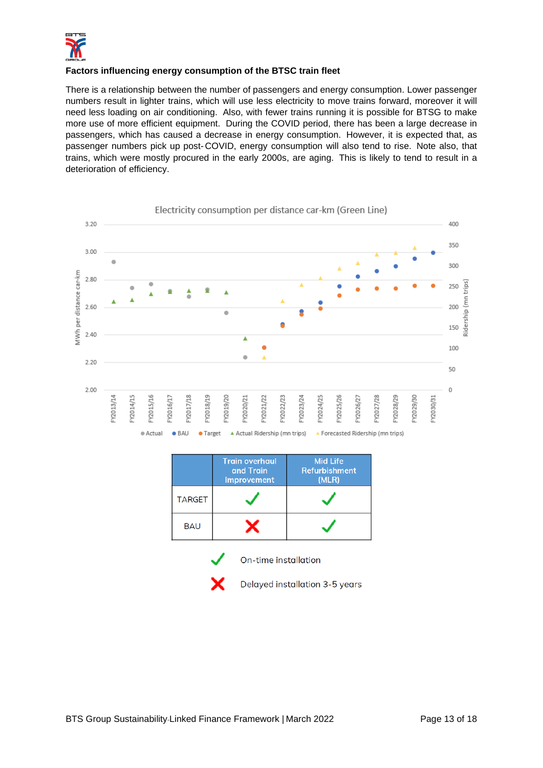**Factors influencing energy consumption of the BTSC train fleet**

There is a relationship between the number of passengers and energy consumption. Lower passenger numbers result in lighter trains, which will use less electricity to move trains forward, moreover it will need less loading on air conditioning. Also, with fewer trains running it is possible for BTSG to make more use of more efficient equipment. During the COVID period, there has been a large decrease in passengers, which has caused a decrease in energy consumption. However, it is expected that, as passenger numbers pick up post-COVID, energy consumption will also tend to rise. Note also, that trains, which were mostly procured in the early 2000s, are aging. This is likely to tend to result in a deterioration of efficiency.

Electricity consumption per distance car-km (Green Line)

| | Train overhaul and Train Improvement | Mid Life Refurbishment (MLR) |
|---|---|---|
| TARGET | ✓ | ✓ |
| BAU | ✗ | ✓ |

✓ On-time installation

✗ Delayed installation 3-5 years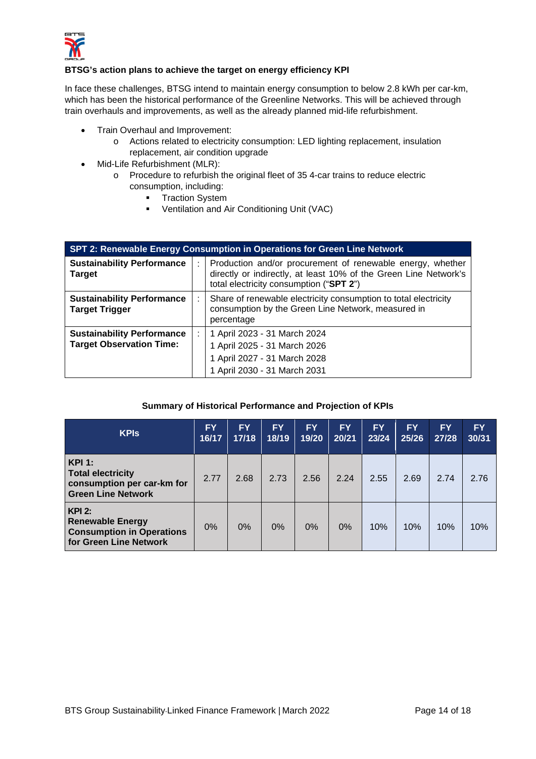**BTSG's action plans to achieve the target on energy efficiency KPI**

In face these challenges, BTSG intend to maintain energy consumption to below 2.8 kWh per car-km, which has been the historical performance of the Greenline Networks. This will be achieved through train overhauls and improvements, as well as the already planned mid-life refurbishment.

- Train Overhaul and Improvement:
  - Actions related to electricity consumption: LED lighting replacement, insulation replacement, air condition upgrade
- Mid-Life Refurbishment (MLR):
  - Procedure to refurbish the original fleet of 35 4-car trains to reduce electric consumption, including:
    - Traction System
    - Ventilation and Air Conditioning Unit (VAC)

| SPT 2: Renewable Energy Consumption in Operations for Green Line Network | | |
|---|---|---|
| **Sustainability Performance Target** | : | Production and/or procurement of renewable energy, whether directly or indirectly, at least 10% of the Green Line Network's total electricity consumption ("**SPT 2**") |
| **Sustainability Performance Target Trigger** | : | Share of renewable electricity consumption to total electricity consumption by the Green Line Network, measured in percentage |
| **Sustainability Performance Target Observation Time:** | : | 1 April 2023 - 31 March 2024<br>1 April 2025 - 31 March 2026<br>1 April 2027 - 31 March 2028<br>1 April 2030 - 31 March 2031 |

**Summary of Historical Performance and Projection of KPIs**

| KPIs | FY 16/17 | FY 17/18 | FY 18/19 | FY 19/20 | FY 20/21 | FY 23/24 | FY 25/26 | FY 27/28 | FY 30/31 |
|---|---|---|---|---|---|---|---|---|---|
| **KPI 1: Total electricity consumption per car-km for Green Line Network** | 2.77 | 2.68 | 2.73 | 2.56 | 2.24 | 2.55 | 2.69 | 2.74 | 2.76 |
| **KPI 2: Renewable Energy Consumption in Operations for Green Line Network** | 0% | 0% | 0% | 0% | 0% | 10% | 10% | 10% | 10% |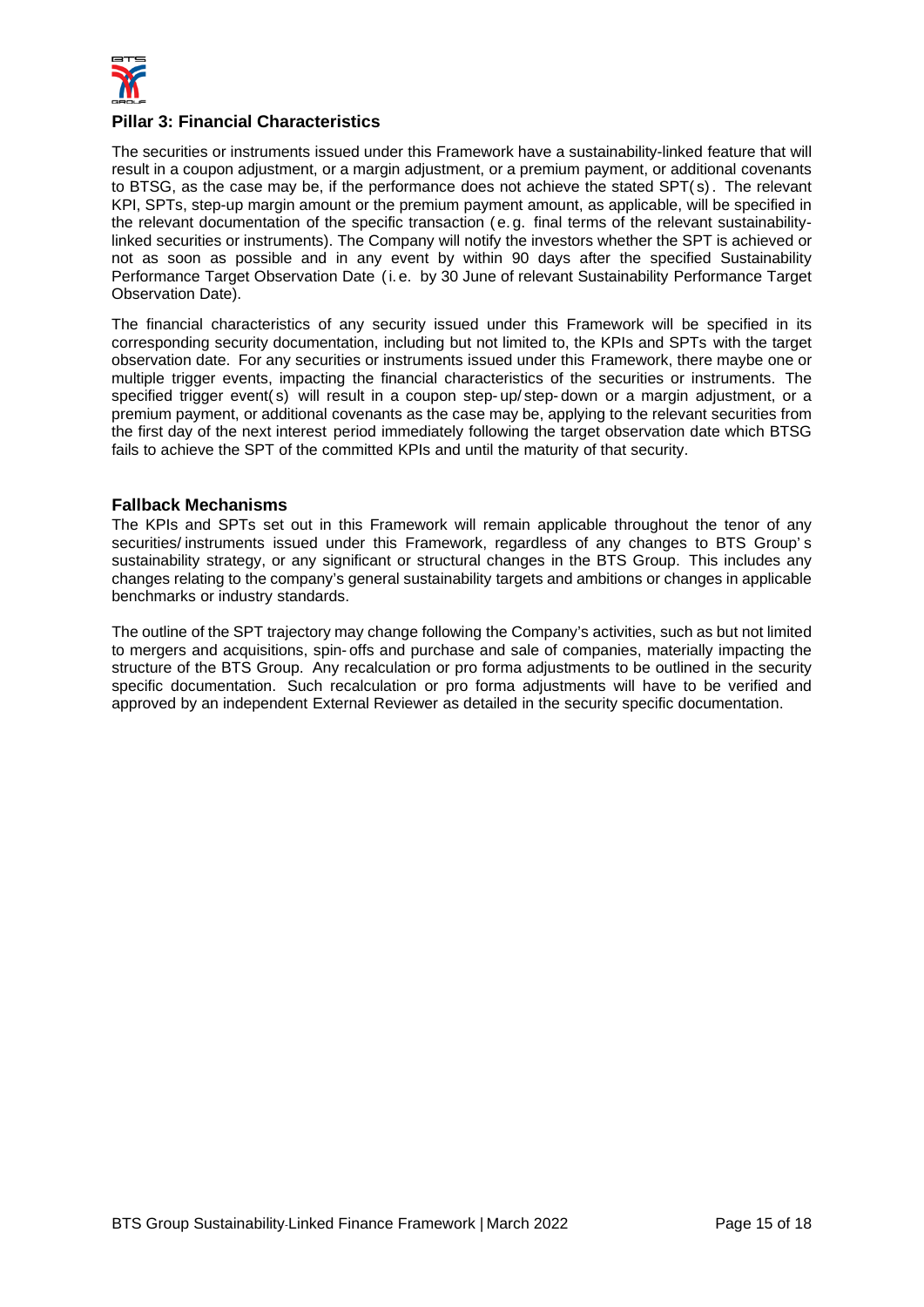## Pillar 3: Financial Characteristics

The securities or instruments issued under this Framework have a sustainability-linked feature that will result in a coupon adjustment, or a margin adjustment, or a premium payment, or additional covenants to BTSG, as the case may be, if the performance does not achieve the stated SPT(s). The relevant KPI, SPTs, step-up margin amount or the premium payment amount, as applicable, will be specified in the relevant documentation of the specific transaction (e.g. final terms of the relevant sustainability-linked securities or instruments). The Company will notify the investors whether the SPT is achieved or not as soon as possible and in any event by within 90 days after the specified Sustainability Performance Target Observation Date (i.e. by 30 June of relevant Sustainability Performance Target Observation Date).

The financial characteristics of any security issued under this Framework will be specified in its corresponding security documentation, including but not limited to, the KPIs and SPTs with the target observation date. For any securities or instruments issued under this Framework, there maybe one or multiple trigger events, impacting the financial characteristics of the securities or instruments. The specified trigger event(s) will result in a coupon step-up/step-down or a margin adjustment, or a premium payment, or additional covenants as the case may be, applying to the relevant securities from the first day of the next interest period immediately following the target observation date which BTSG fails to achieve the SPT of the committed KPIs and until the maturity of that security.

## Fallback Mechanisms

The KPIs and SPTs set out in this Framework will remain applicable throughout the tenor of any securities/instruments issued under this Framework, regardless of any changes to BTS Group's sustainability strategy, or any significant or structural changes in the BTS Group. This includes any changes relating to the company's general sustainability targets and ambitions or changes in applicable benchmarks or industry standards.

The outline of the SPT trajectory may change following the Company's activities, such as but not limited to mergers and acquisitions, spin-offs and purchase and sale of companies, materially impacting the structure of the BTS Group. Any recalculation or pro forma adjustments to be outlined in the security specific documentation. Such recalculation or pro forma adjustments will have to be verified and approved by an independent External Reviewer as detailed in the security specific documentation.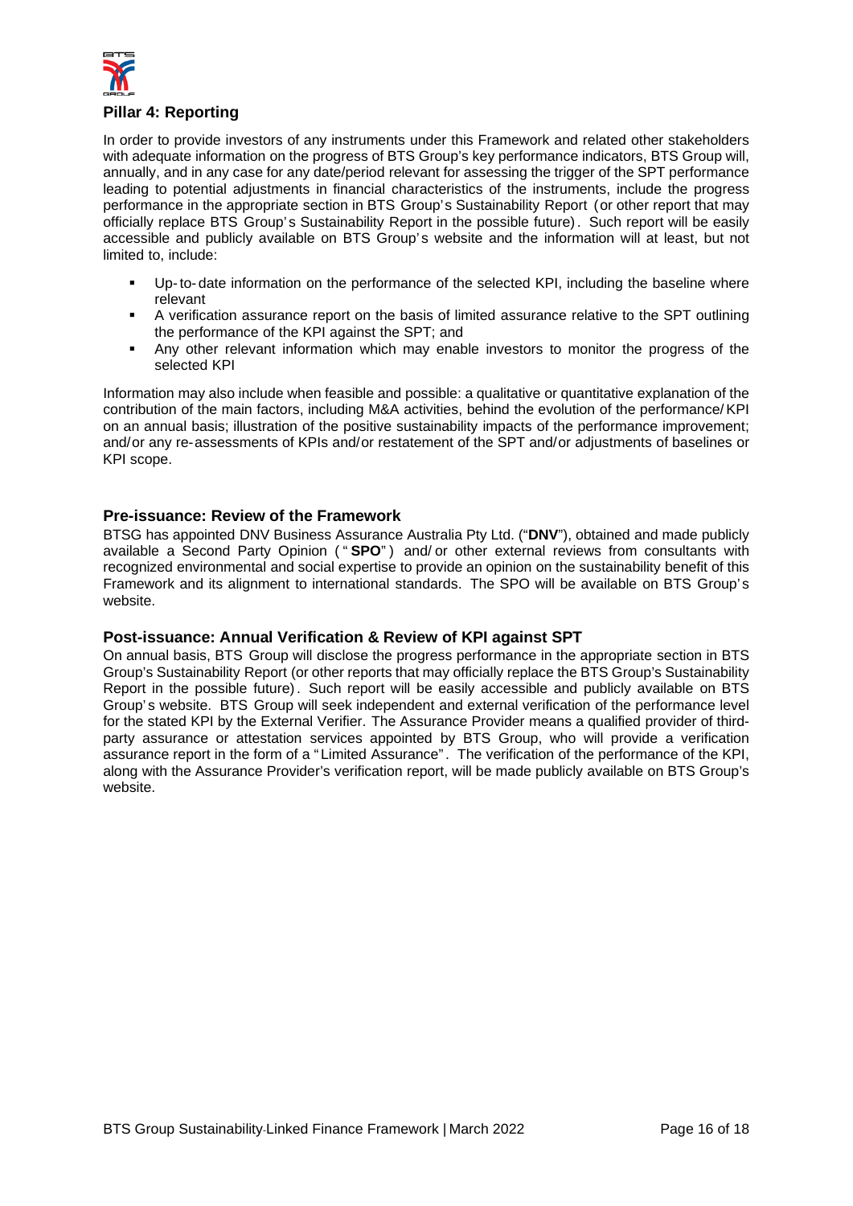## Pillar 4: Reporting

In order to provide investors of any instruments under this Framework and related other stakeholders with adequate information on the progress of BTS Group's key performance indicators, BTS Group will, annually, and in any case for any date/period relevant for assessing the trigger of the SPT performance leading to potential adjustments in financial characteristics of the instruments, include the progress performance in the appropriate section in BTS Group's Sustainability Report (or other report that may officially replace BTS Group's Sustainability Report in the possible future). Such report will be easily accessible and publicly available on BTS Group's website and the information will at least, but not limited to, include:

- Up-to-date information on the performance of the selected KPI, including the baseline where relevant
- A verification assurance report on the basis of limited assurance relative to the SPT outlining the performance of the KPI against the SPT; and
- Any other relevant information which may enable investors to monitor the progress of the selected KPI

Information may also include when feasible and possible: a qualitative or quantitative explanation of the contribution of the main factors, including M&A activities, behind the evolution of the performance/KPI on an annual basis; illustration of the positive sustainability impacts of the performance improvement; and/or any re-assessments of KPIs and/or restatement of the SPT and/or adjustments of baselines or KPI scope.

## Pre-issuance: Review of the Framework

BTSG has appointed DNV Business Assurance Australia Pty Ltd. ("**DNV**"), obtained and made publicly available a Second Party Opinion ("**SPO**") and/or other external reviews from consultants with recognized environmental and social expertise to provide an opinion on the sustainability benefit of this Framework and its alignment to international standards. The SPO will be available on BTS Group's website.

## Post-issuance: Annual Verification & Review of KPI against SPT

On annual basis, BTS Group will disclose the progress performance in the appropriate section in BTS Group's Sustainability Report (or other reports that may officially replace the BTS Group's Sustainability Report in the possible future). Such report will be easily accessible and publicly available on BTS Group's website. BTS Group will seek independent and external verification of the performance level for the stated KPI by the External Verifier. The Assurance Provider means a qualified provider of third-party assurance or attestation services appointed by BTS Group, who will provide a verification assurance report in the form of a "Limited Assurance". The verification of the performance of the KPI, along with the Assurance Provider's verification report, will be made publicly available on BTS Group's website.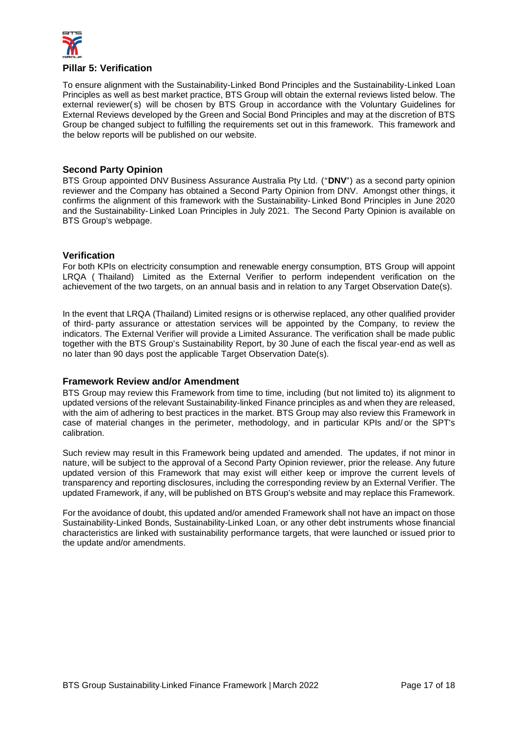## Pillar 5: Verification

To ensure alignment with the Sustainability-Linked Bond Principles and the Sustainability-Linked Loan Principles as well as best market practice, BTS Group will obtain the external reviews listed below. The external reviewer(s) will be chosen by BTS Group in accordance with the Voluntary Guidelines for External Reviews developed by the Green and Social Bond Principles and may at the discretion of BTS Group be changed subject to fulfilling the requirements set out in this framework. This framework and the below reports will be published on our website.

### Second Party Opinion

BTS Group appointed DNV Business Assurance Australia Pty Ltd. ("**DNV**") as a second party opinion reviewer and the Company has obtained a Second Party Opinion from DNV. Amongst other things, it confirms the alignment of this framework with the Sustainability-Linked Bond Principles in June 2020 and the Sustainability-Linked Loan Principles in July 2021. The Second Party Opinion is available on BTS Group's webpage.

### Verification

For both KPIs on electricity consumption and renewable energy consumption, BTS Group will appoint LRQA (Thailand) Limited as the External Verifier to perform independent verification on the achievement of the two targets, on an annual basis and in relation to any Target Observation Date(s).

In the event that LRQA (Thailand) Limited resigns or is otherwise replaced, any other qualified provider of third-party assurance or attestation services will be appointed by the Company, to review the indicators. The External Verifier will provide a Limited Assurance. The verification shall be made public together with the BTS Group's Sustainability Report, by 30 June of each the fiscal year-end as well as no later than 90 days post the applicable Target Observation Date(s).

### Framework Review and/or Amendment

BTS Group may review this Framework from time to time, including (but not limited to) its alignment to updated versions of the relevant Sustainability-linked Finance principles as and when they are released, with the aim of adhering to best practices in the market. BTS Group may also review this Framework in case of material changes in the perimeter, methodology, and in particular KPIs and/or the SPT's calibration.

Such review may result in this Framework being updated and amended. The updates, if not minor in nature, will be subject to the approval of a Second Party Opinion reviewer, prior the release. Any future updated version of this Framework that may exist will either keep or improve the current levels of transparency and reporting disclosures, including the corresponding review by an External Verifier. The updated Framework, if any, will be published on BTS Group's website and may replace this Framework.

For the avoidance of doubt, this updated and/or amended Framework shall not have an impact on those Sustainability-Linked Bonds, Sustainability-Linked Loan, or any other debt instruments whose financial characteristics are linked with sustainability performance targets, that were launched or issued prior to the update and/or amendments.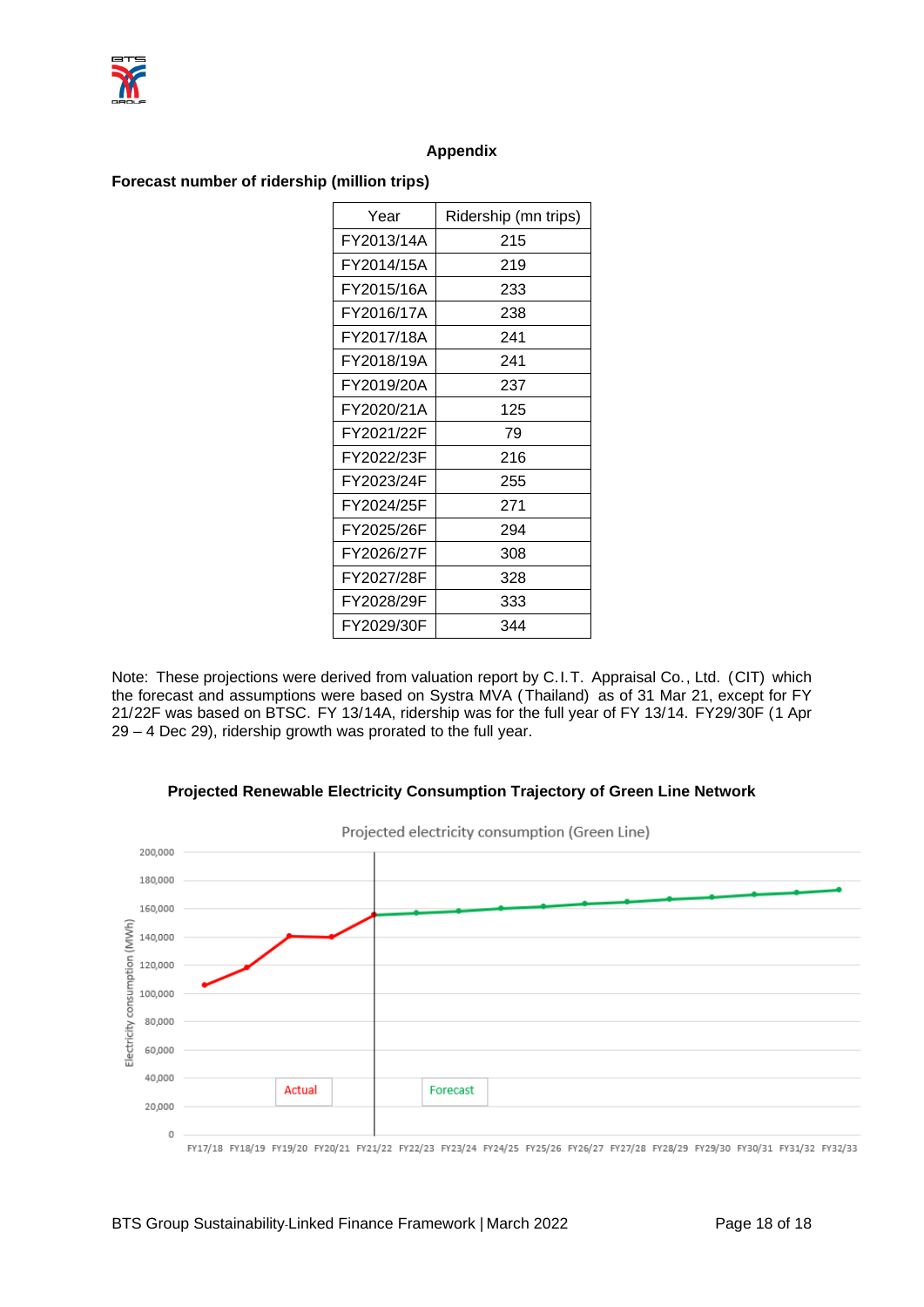## Appendix

**Forecast number of ridership (million trips)**

| Year | Ridership (mn trips) |
|---|---|
| FY2013/14A | 215 |
| FY2014/15A | 219 |
| FY2015/16A | 233 |
| FY2016/17A | 238 |
| FY2017/18A | 241 |
| FY2018/19A | 241 |
| FY2019/20A | 237 |
| FY2020/21A | 125 |
| FY2021/22F | 79 |
| FY2022/23F | 216 |
| FY2023/24F | 255 |
| FY2024/25F | 271 |
| FY2025/26F | 294 |
| FY2026/27F | 308 |
| FY2027/28F | 328 |
| FY2028/29F | 333 |
| FY2029/30F | 344 |

Note: These projections were derived from valuation report by C.I.T. Appraisal Co., Ltd. (CIT) which the forecast and assumptions were based on Systra MVA (Thailand) as of 31 Mar 21, except for FY 21/22F was based on BTSC. FY 13/14A, ridership was for the full year of FY 13/14. FY29/30F (1 Apr 29 – 4 Dec 29), ridership growth was prorated to the full year.

**Projected Renewable Electricity Consumption Trajectory of Green Line Network**

Projected electricity consumption (Green Line)

Electricity consumption (MWh)

200,000
180,000
160,000
140,000
120,000
100,000
80,000
60,000
40,000
20,000
0

Actual

Forecast

FY17/18 FY18/19 FY19/20 FY20/21 FY21/22 FY22/23 FY23/24 FY24/25 FY25/26 FY26/27 FY27/28 FY28/29 FY29/30 FY30/31 FY31/32 FY32/33